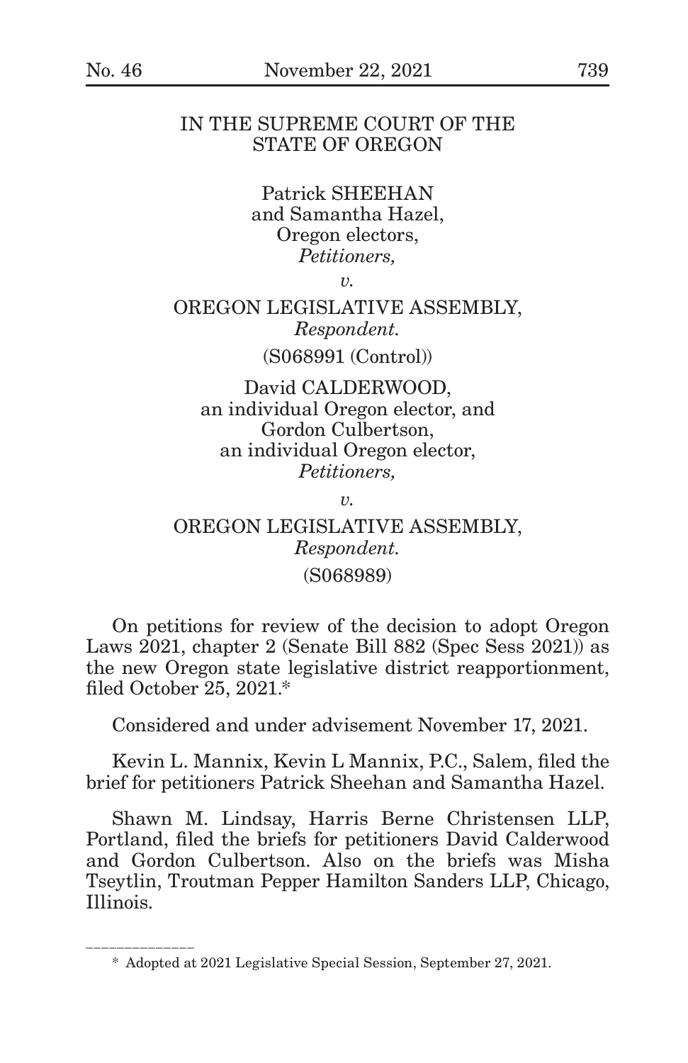IN THE SUPREME COURT OF THE STATE OF OREGON

Patrick SHEEHAN
and Samantha Hazel,
Oregon electors,
*Petitioners,*

*v.*

OREGON LEGISLATIVE ASSEMBLY,
*Respondent.*

(S068991 (Control))

David CALDERWOOD,
an individual Oregon elector, and
Gordon Culbertson,
an individual Oregon elector,
*Petitioners,*

*v.*

OREGON LEGISLATIVE ASSEMBLY,
*Respondent.*

(S068989)

On petitions for review of the decision to adopt Oregon Laws 2021, chapter 2 (Senate Bill 882 (Spec Sess 2021)) as the new Oregon state legislative district reapportionment, filed October 25, 2021.*

Considered and under advisement November 17, 2021.

Kevin L. Mannix, Kevin L Mannix, P.C., Salem, filed the brief for petitioners Patrick Sheehan and Samantha Hazel.

Shawn M. Lindsay, Harris Berne Christensen LLP, Portland, filed the briefs for petitioners David Calderwood and Gordon Culbertson. Also on the briefs was Misha Tseytlin, Troutman Pepper Hamilton Sanders LLP, Chicago, Illinois.

---

\* Adopted at 2021 Legislative Special Session, September 27, 2021.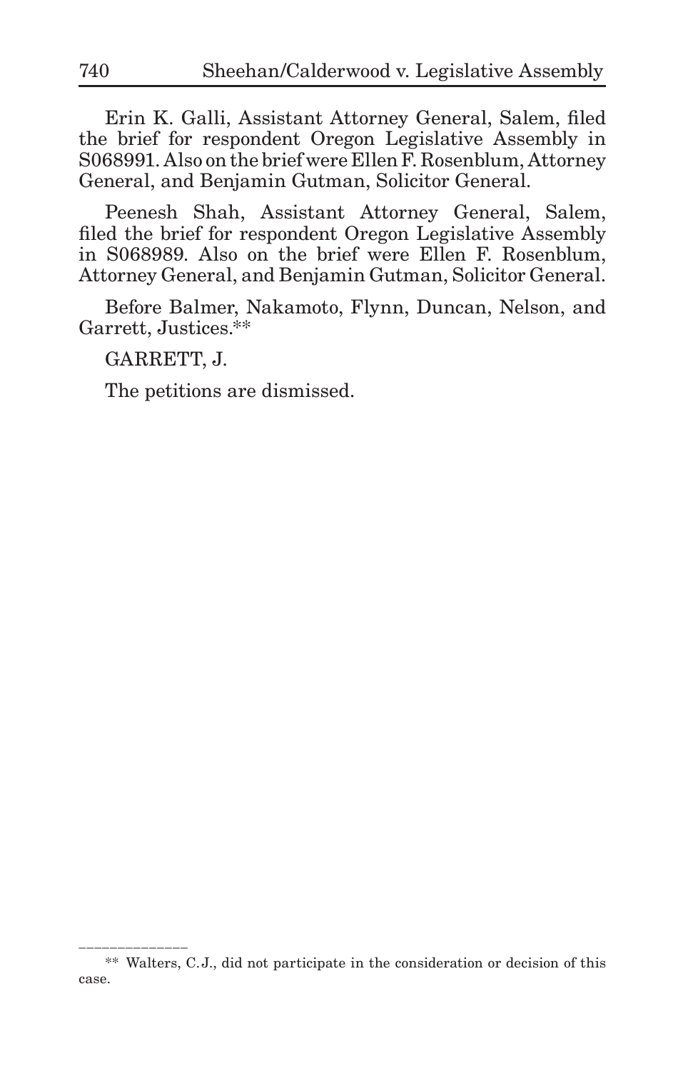Erin K. Galli, Assistant Attorney General, Salem, filed the brief for respondent Oregon Legislative Assembly in S068991. Also on the brief were Ellen F. Rosenblum, Attorney General, and Benjamin Gutman, Solicitor General.

Peenesh Shah, Assistant Attorney General, Salem, filed the brief for respondent Oregon Legislative Assembly in S068989. Also on the brief were Ellen F. Rosenblum, Attorney General, and Benjamin Gutman, Solicitor General.

Before Balmer, Nakamoto, Flynn, Duncan, Nelson, and Garrett, Justices.**

GARRETT, J.

The petitions are dismissed.

---

** Walters, C.J., did not participate in the consideration or decision of this case.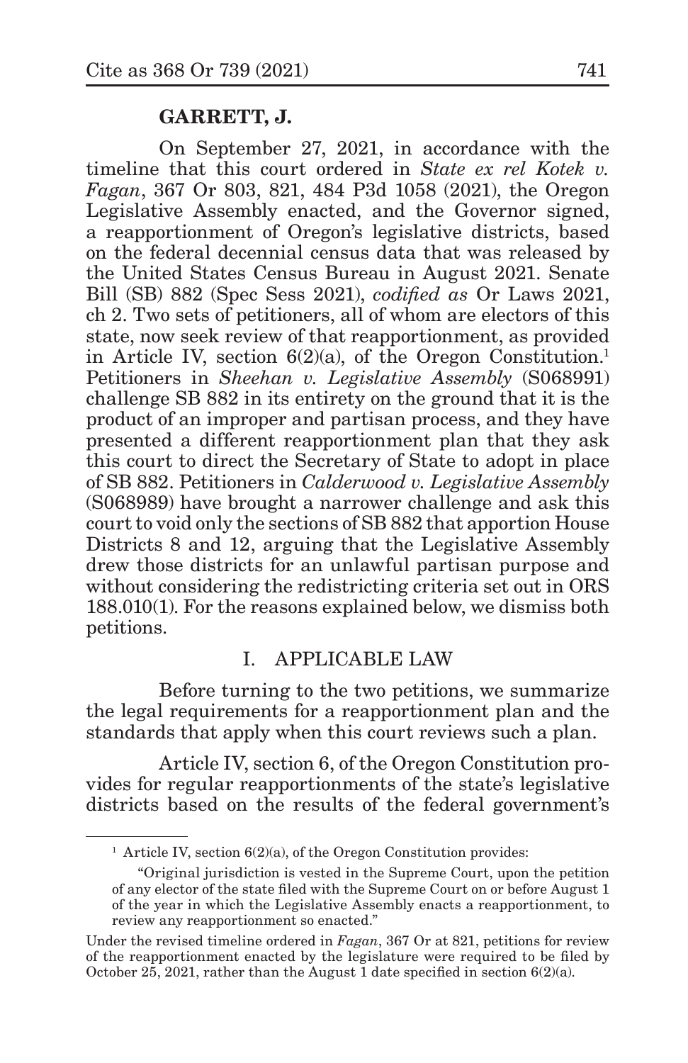**GARRETT, J.**

On September 27, 2021, in accordance with the timeline that this court ordered in *State ex rel Kotek v. Fagan*, 367 Or 803, 821, 484 P3d 1058 (2021), the Oregon Legislative Assembly enacted, and the Governor signed, a reapportionment of Oregon's legislative districts, based on the federal decennial census data that was released by the United States Census Bureau in August 2021. Senate Bill (SB) 882 (Spec Sess 2021), *codified as* Or Laws 2021, ch 2. Two sets of petitioners, all of whom are electors of this state, now seek review of that reapportionment, as provided in Article IV, section 6(2)(a), of the Oregon Constitution.[1] Petitioners in *Sheehan v. Legislative Assembly* (S068991) challenge SB 882 in its entirety on the ground that it is the product of an improper and partisan process, and they have presented a different reapportionment plan that they ask this court to direct the Secretary of State to adopt in place of SB 882. Petitioners in *Calderwood v. Legislative Assembly* (S068989) have brought a narrower challenge and ask this court to void only the sections of SB 882 that apportion House Districts 8 and 12, arguing that the Legislative Assembly drew those districts for an unlawful partisan purpose and without considering the redistricting criteria set out in ORS 188.010(1). For the reasons explained below, we dismiss both petitions.

## I. APPLICABLE LAW

Before turning to the two petitions, we summarize the legal requirements for a reapportionment plan and the standards that apply when this court reviews such a plan.

Article IV, section 6, of the Oregon Constitution provides for regular reapportionments of the state's legislative districts based on the results of the federal government's

---

[1] Article IV, section 6(2)(a), of the Oregon Constitution provides:

"Original jurisdiction is vested in the Supreme Court, upon the petition of any elector of the state filed with the Supreme Court on or before August 1 of the year in which the Legislative Assembly enacts a reapportionment, to review any reapportionment so enacted."

Under the revised timeline ordered in *Fagan*, 367 Or at 821, petitions for review of the reapportionment enacted by the legislature were required to be filed by October 25, 2021, rather than the August 1 date specified in section 6(2)(a).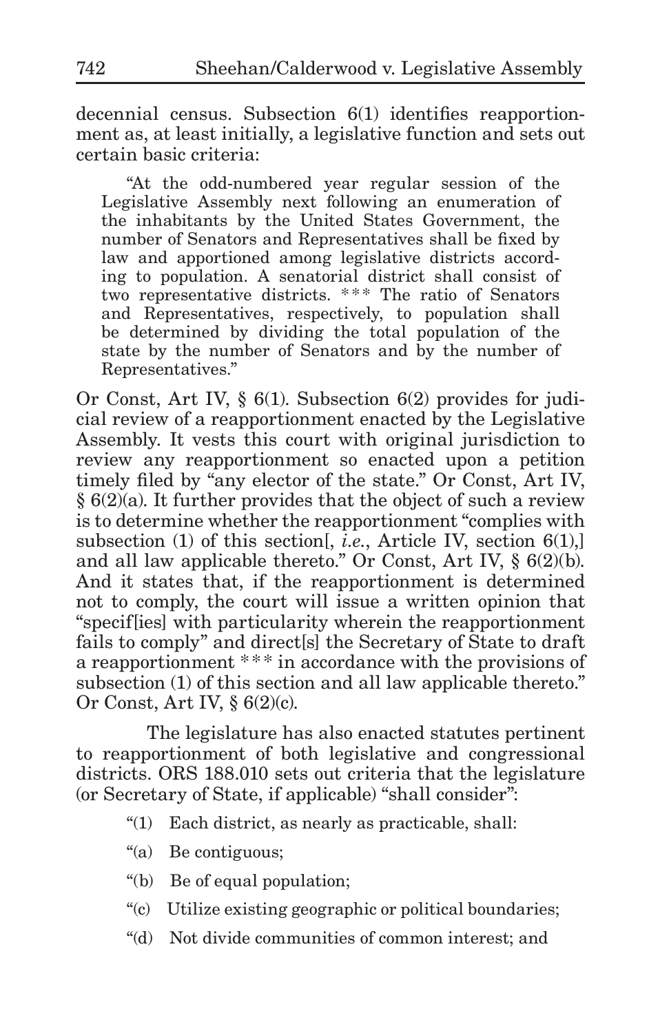decennial census. Subsection 6(1) identifies reapportionment as, at least initially, a legislative function and sets out certain basic criteria:

> "At the odd-numbered year regular session of the Legislative Assembly next following an enumeration of the inhabitants by the United States Government, the number of Senators and Representatives shall be fixed by law and apportioned among legislative districts according to population. A senatorial district shall consist of two representative districts. * * * The ratio of Senators and Representatives, respectively, to population shall be determined by dividing the total population of the state by the number of Senators and by the number of Representatives."

Or Const, Art IV, § 6(1). Subsection 6(2) provides for judicial review of a reapportionment enacted by the Legislative Assembly. It vests this court with original jurisdiction to review any reapportionment so enacted upon a petition timely filed by "any elector of the state." Or Const, Art IV, § 6(2)(a). It further provides that the object of such a review is to determine whether the reapportionment "complies with subsection (1) of this section[, *i.e.*, Article IV, section 6(1),] and all law applicable thereto." Or Const, Art IV, § 6(2)(b). And it states that, if the reapportionment is determined not to comply, the court will issue a written opinion that "specif[ies] with particularity wherein the reapportionment fails to comply" and direct[s] the Secretary of State to draft a reapportionment * * * in accordance with the provisions of subsection (1) of this section and all law applicable thereto." Or Const, Art IV, § 6(2)(c).

The legislature has also enacted statutes pertinent to reapportionment of both legislative and congressional districts. ORS 188.010 sets out criteria that the legislature (or Secretary of State, if applicable) "shall consider":

> "(1) Each district, as nearly as practicable, shall:
>
> "(a) Be contiguous;
>
> "(b) Be of equal population;
>
> "(c) Utilize existing geographic or political boundaries;
>
> "(d) Not divide communities of common interest; and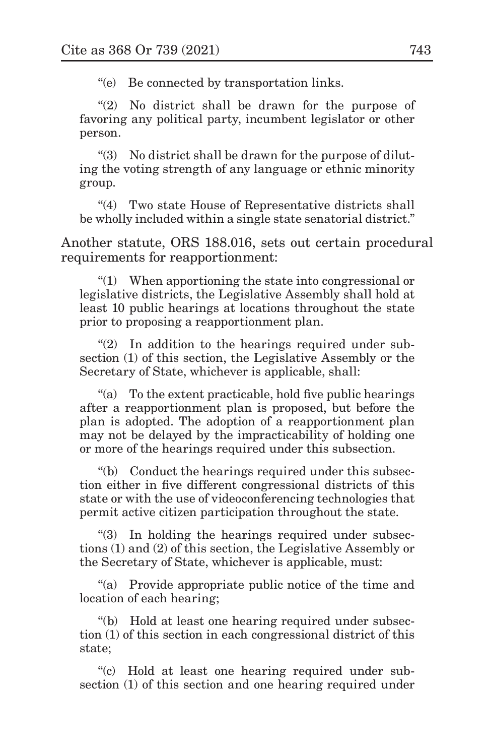"(e) Be connected by transportation links.

"(2) No district shall be drawn for the purpose of favoring any political party, incumbent legislator or other person.

"(3) No district shall be drawn for the purpose of diluting the voting strength of any language or ethnic minority group.

"(4) Two state House of Representative districts shall be wholly included within a single state senatorial district."

Another statute, ORS 188.016, sets out certain procedural requirements for reapportionment:

"(1) When apportioning the state into congressional or legislative districts, the Legislative Assembly shall hold at least 10 public hearings at locations throughout the state prior to proposing a reapportionment plan.

"(2) In addition to the hearings required under subsection (1) of this section, the Legislative Assembly or the Secretary of State, whichever is applicable, shall:

"(a) To the extent practicable, hold five public hearings after a reapportionment plan is proposed, but before the plan is adopted. The adoption of a reapportionment plan may not be delayed by the impracticability of holding one or more of the hearings required under this subsection.

"(b) Conduct the hearings required under this subsection either in five different congressional districts of this state or with the use of videoconferencing technologies that permit active citizen participation throughout the state.

"(3) In holding the hearings required under subsections (1) and (2) of this section, the Legislative Assembly or the Secretary of State, whichever is applicable, must:

"(a) Provide appropriate public notice of the time and location of each hearing;

"(b) Hold at least one hearing required under subsection (1) of this section in each congressional district of this state;

"(c) Hold at least one hearing required under subsection (1) of this section and one hearing required under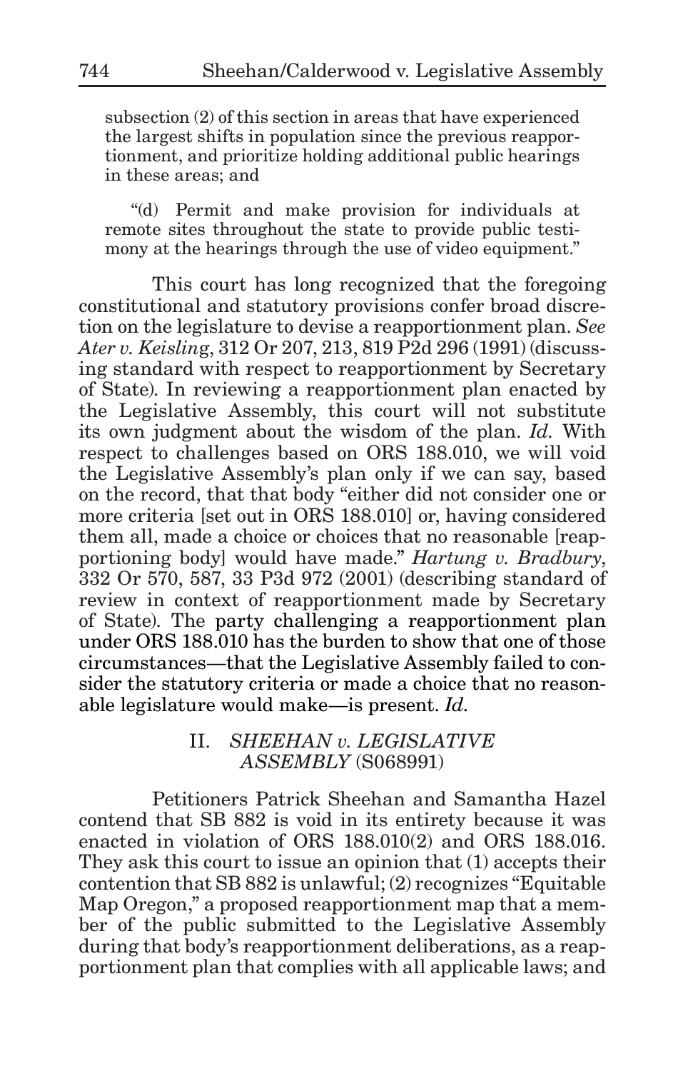subsection (2) of this section in areas that have experienced the largest shifts in population since the previous reapportionment, and prioritize holding additional public hearings in these areas; and

"(d) Permit and make provision for individuals at remote sites throughout the state to provide public testimony at the hearings through the use of video equipment."

This court has long recognized that the foregoing constitutional and statutory provisions confer broad discretion on the legislature to devise a reapportionment plan. *See Ater v. Keisling*, 312 Or 207, 213, 819 P2d 296 (1991) (discussing standard with respect to reapportionment by Secretary of State). In reviewing a reapportionment plan enacted by the Legislative Assembly, this court will not substitute its own judgment about the wisdom of the plan. *Id.* With respect to challenges based on ORS 188.010, we will void the Legislative Assembly's plan only if we can say, based on the record, that that body "either did not consider one or more criteria [set out in ORS 188.010] or, having considered them all, made a choice or choices that no reasonable [reapportioning body] would have made." *Hartung v. Bradbury*, 332 Or 570, 587, 33 P3d 972 (2001) (describing standard of review in context of reapportionment made by Secretary of State). The party challenging a reapportionment plan under ORS 188.010 has the burden to show that one of those circumstances—that the Legislative Assembly failed to consider the statutory criteria or made a choice that no reasonable legislature would make—is present. *Id.*

## II. *SHEEHAN v. LEGISLATIVE ASSEMBLY* (S068991)

Petitioners Patrick Sheehan and Samantha Hazel contend that SB 882 is void in its entirety because it was enacted in violation of ORS 188.010(2) and ORS 188.016. They ask this court to issue an opinion that (1) accepts their contention that SB 882 is unlawful; (2) recognizes "Equitable Map Oregon," a proposed reapportionment map that a member of the public submitted to the Legislative Assembly during that body's reapportionment deliberations, as a reapportionment plan that complies with all applicable laws; and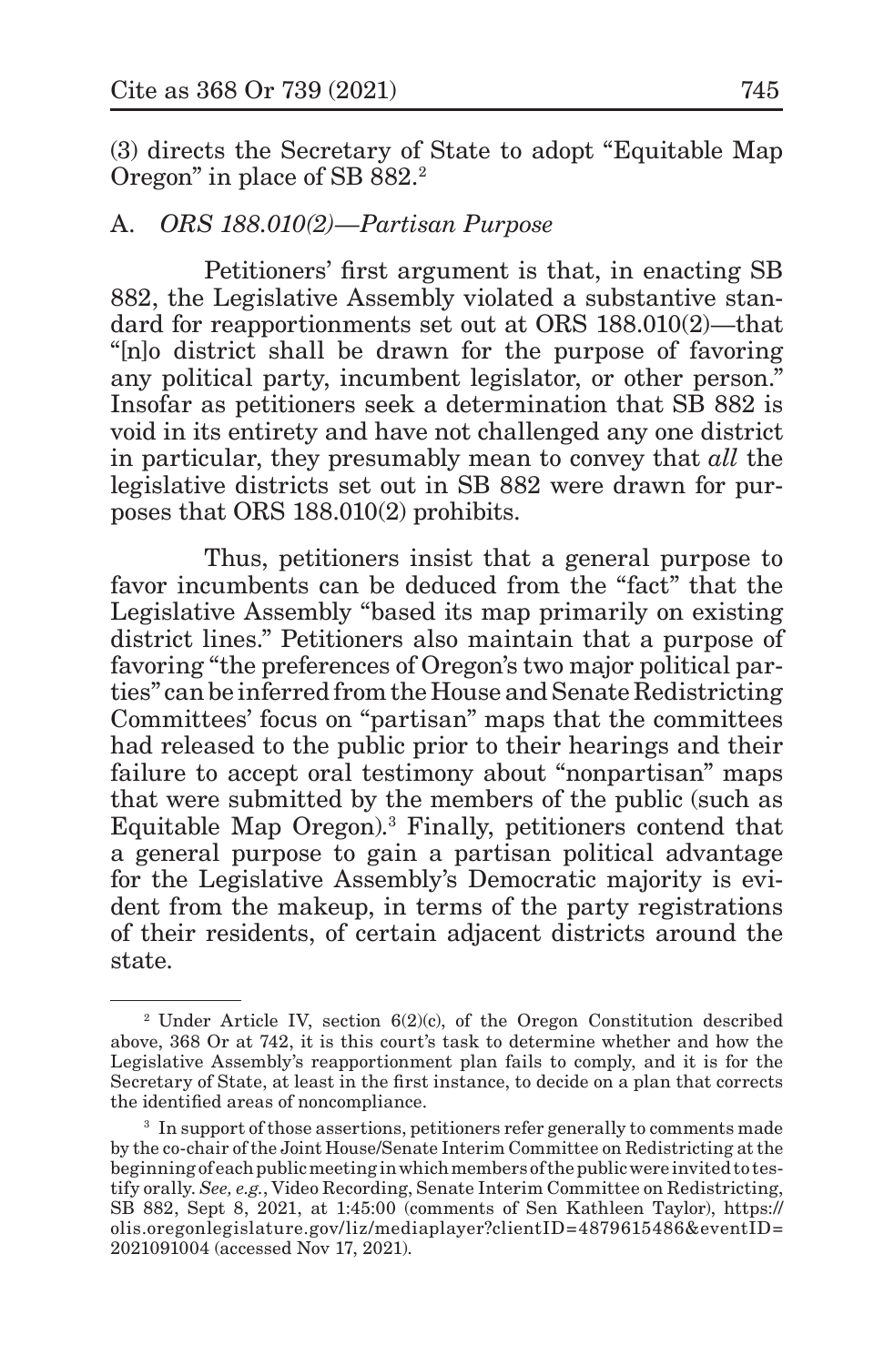(3) directs the Secretary of State to adopt "Equitable Map Oregon" in place of SB 882.[2]

A. *ORS 188.010(2)—Partisan Purpose*

Petitioners' first argument is that, in enacting SB 882, the Legislative Assembly violated a substantive standard for reapportionments set out at ORS 188.010(2)—that "[n]o district shall be drawn for the purpose of favoring any political party, incumbent legislator, or other person." Insofar as petitioners seek a determination that SB 882 is void in its entirety and have not challenged any one district in particular, they presumably mean to convey that *all* the legislative districts set out in SB 882 were drawn for purposes that ORS 188.010(2) prohibits.

Thus, petitioners insist that a general purpose to favor incumbents can be deduced from the "fact" that the Legislative Assembly "based its map primarily on existing district lines." Petitioners also maintain that a purpose of favoring "the preferences of Oregon's two major political parties" can be inferred from the House and Senate Redistricting Committees' focus on "partisan" maps that the committees had released to the public prior to their hearings and their failure to accept oral testimony about "nonpartisan" maps that were submitted by the members of the public (such as Equitable Map Oregon).[3] Finally, petitioners contend that a general purpose to gain a partisan political advantage for the Legislative Assembly's Democratic majority is evident from the makeup, in terms of the party registrations of their residents, of certain adjacent districts around the state.

---

[2] Under Article IV, section 6(2)(c), of the Oregon Constitution described above, 368 Or at 742, it is this court's task to determine whether and how the Legislative Assembly's reapportionment plan fails to comply, and it is for the Secretary of State, at least in the first instance, to decide on a plan that corrects the identified areas of noncompliance.

[3] In support of those assertions, petitioners refer generally to comments made by the co-chair of the Joint House/Senate Interim Committee on Redistricting at the beginning of each public meeting in which members of the public were invited to testify orally. *See, e.g.*, Video Recording, Senate Interim Committee on Redistricting, SB 882, Sept 8, 2021, at 1:45:00 (comments of Sen Kathleen Taylor), https://olis.oregonlegislature.gov/liz/mediaplayer?clientID=4879615486&eventID=2021091004 (accessed Nov 17, 2021).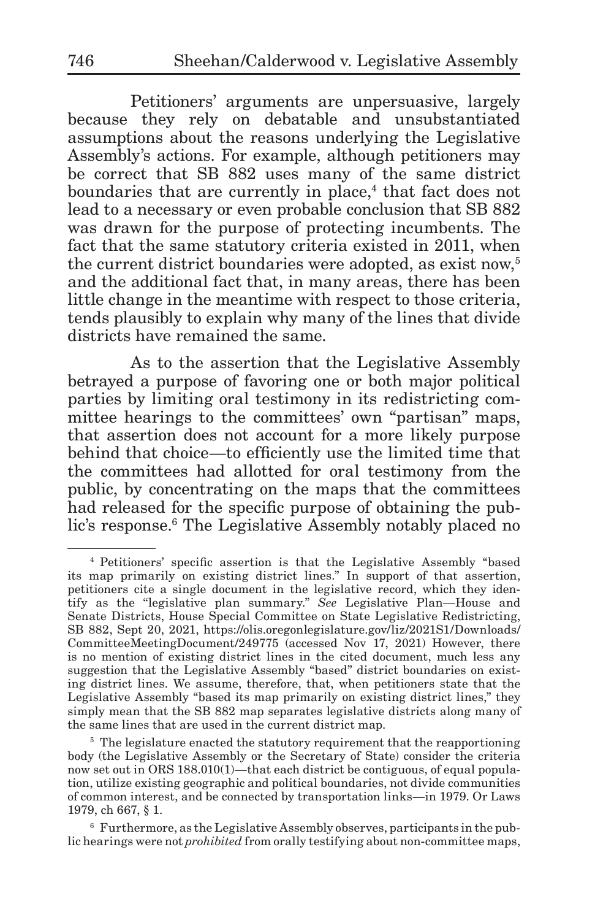Petitioners' arguments are unpersuasive, largely because they rely on debatable and unsubstantiated assumptions about the reasons underlying the Legislative Assembly's actions. For example, although petitioners may be correct that SB 882 uses many of the same district boundaries that are currently in place,[4] that fact does not lead to a necessary or even probable conclusion that SB 882 was drawn for the purpose of protecting incumbents. The fact that the same statutory criteria existed in 2011, when the current district boundaries were adopted, as exist now,[5] and the additional fact that, in many areas, there has been little change in the meantime with respect to those criteria, tends plausibly to explain why many of the lines that divide districts have remained the same.

As to the assertion that the Legislative Assembly betrayed a purpose of favoring one or both major political parties by limiting oral testimony in its redistricting committee hearings to the committees' own "partisan" maps, that assertion does not account for a more likely purpose behind that choice—to efficiently use the limited time that the committees had allotted for oral testimony from the public, by concentrating on the maps that the committees had released for the specific purpose of obtaining the public's response.[6] The Legislative Assembly notably placed no

---

[4] Petitioners' specific assertion is that the Legislative Assembly "based its map primarily on existing district lines." In support of that assertion, petitioners cite a single document in the legislative record, which they identify as the "legislative plan summary." *See* Legislative Plan—House and Senate Districts, House Special Committee on State Legislative Redistricting, SB 882, Sept 20, 2021, https://olis.oregonlegislature.gov/liz/2021S1/Downloads/CommitteeMeetingDocument/249775 (accessed Nov 17, 2021) However, there is no mention of existing district lines in the cited document, much less any suggestion that the Legislative Assembly "based" district boundaries on existing district lines. We assume, therefore, that, when petitioners state that the Legislative Assembly "based its map primarily on existing district lines," they simply mean that the SB 882 map separates legislative districts along many of the same lines that are used in the current district map.

[5] The legislature enacted the statutory requirement that the reapportioning body (the Legislative Assembly or the Secretary of State) consider the criteria now set out in ORS 188.010(1)—that each district be contiguous, of equal population, utilize existing geographic and political boundaries, not divide communities of common interest, and be connected by transportation links—in 1979. Or Laws 1979, ch 667, § 1.

[6] Furthermore, as the Legislative Assembly observes, participants in the public hearings were not *prohibited* from orally testifying about non-committee maps,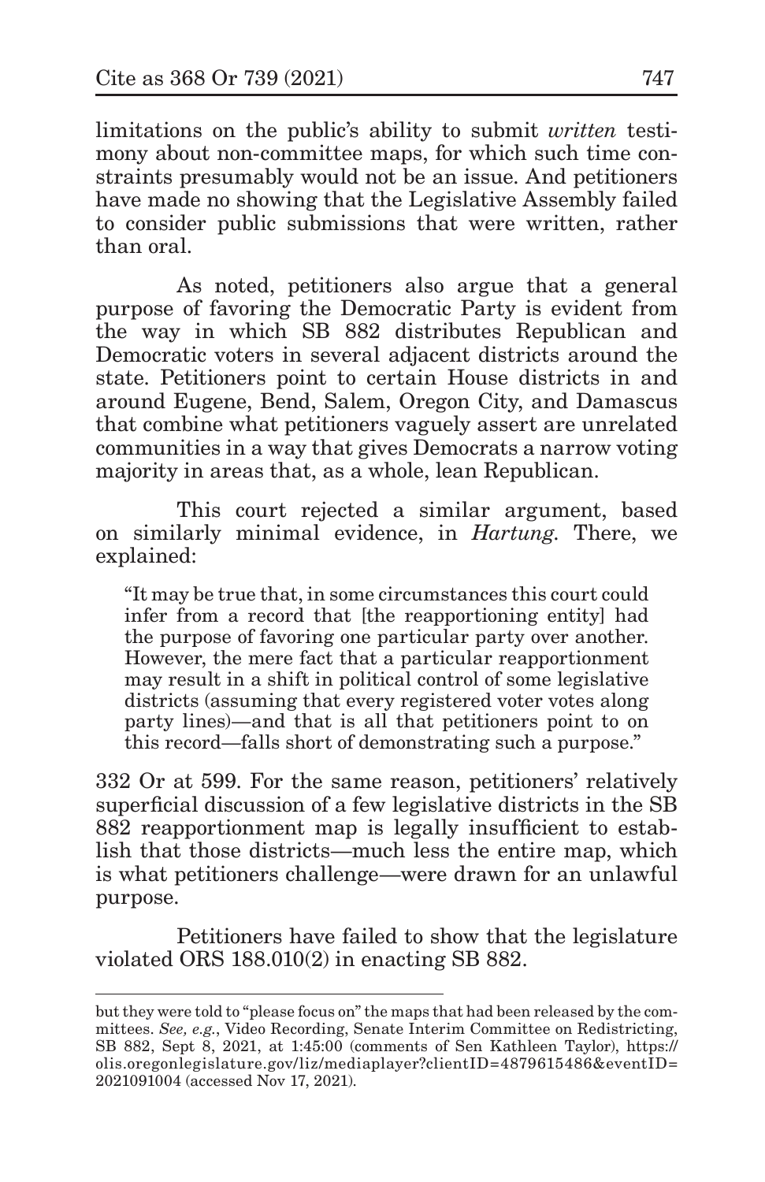limitations on the public's ability to submit *written* testimony about non-committee maps, for which such time constraints presumably would not be an issue. And petitioners have made no showing that the Legislative Assembly failed to consider public submissions that were written, rather than oral.

As noted, petitioners also argue that a general purpose of favoring the Democratic Party is evident from the way in which SB 882 distributes Republican and Democratic voters in several adjacent districts around the state. Petitioners point to certain House districts in and around Eugene, Bend, Salem, Oregon City, and Damascus that combine what petitioners vaguely assert are unrelated communities in a way that gives Democrats a narrow voting majority in areas that, as a whole, lean Republican.

This court rejected a similar argument, based on similarly minimal evidence, in *Hartung*. There, we explained:

> "It may be true that, in some circumstances this court could infer from a record that [the reapportioning entity] had the purpose of favoring one particular party over another. However, the mere fact that a particular reapportionment may result in a shift in political control of some legislative districts (assuming that every registered voter votes along party lines)—and that is all that petitioners point to on this record—falls short of demonstrating such a purpose."

332 Or at 599. For the same reason, petitioners' relatively superficial discussion of a few legislative districts in the SB 882 reapportionment map is legally insufficient to establish that those districts—much less the entire map, which is what petitioners challenge—were drawn for an unlawful purpose.

Petitioners have failed to show that the legislature violated ORS 188.010(2) in enacting SB 882.

---

but they were told to "please focus on" the maps that had been released by the committees. *See, e.g.*, Video Recording, Senate Interim Committee on Redistricting, SB 882, Sept 8, 2021, at 1:45:00 (comments of Sen Kathleen Taylor), https://olis.oregonlegislature.gov/liz/mediaplayer?clientID=4879615486&eventID=2021091004 (accessed Nov 17, 2021).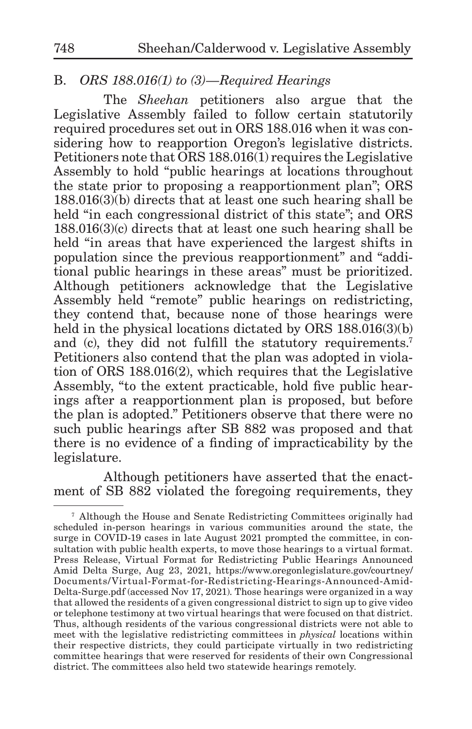## B. *ORS 188.016(1) to (3)—Required Hearings*

The *Sheehan* petitioners also argue that the Legislative Assembly failed to follow certain statutorily required procedures set out in ORS 188.016 when it was considering how to reapportion Oregon's legislative districts. Petitioners note that ORS 188.016(1) requires the Legislative Assembly to hold "public hearings at locations throughout the state prior to proposing a reapportionment plan"; ORS 188.016(3)(b) directs that at least one such hearing shall be held "in each congressional district of this state"; and ORS 188.016(3)(c) directs that at least one such hearing shall be held "in areas that have experienced the largest shifts in population since the previous reapportionment" and "additional public hearings in these areas" must be prioritized. Although petitioners acknowledge that the Legislative Assembly held "remote" public hearings on redistricting, they contend that, because none of those hearings were held in the physical locations dictated by ORS 188.016(3)(b) and (c), they did not fulfill the statutory requirements.[7] Petitioners also contend that the plan was adopted in violation of ORS 188.016(2), which requires that the Legislative Assembly, "to the extent practicable, hold five public hearings after a reapportionment plan is proposed, but before the plan is adopted." Petitioners observe that there were no such public hearings after SB 882 was proposed and that there is no evidence of a finding of impracticability by the legislature.

Although petitioners have asserted that the enactment of SB 882 violated the foregoing requirements, they

---

[7] Although the House and Senate Redistricting Committees originally had scheduled in-person hearings in various communities around the state, the surge in COVID-19 cases in late August 2021 prompted the committee, in consultation with public health experts, to move those hearings to a virtual format. Press Release, Virtual Format for Redistricting Public Hearings Announced Amid Delta Surge, Aug 23, 2021, https://www.oregonlegislature.gov/courtney/Documents/Virtual-Format-for-Redistricting-Hearings-Announced-Amid-Delta-Surge.pdf (accessed Nov 17, 2021). Those hearings were organized in a way that allowed the residents of a given congressional district to sign up to give video or telephone testimony at two virtual hearings that were focused on that district. Thus, although residents of the various congressional districts were not able to meet with the legislative redistricting committees in *physical* locations within their respective districts, they could participate virtually in two redistricting committee hearings that were reserved for residents of their own Congressional district. The committees also held two statewide hearings remotely.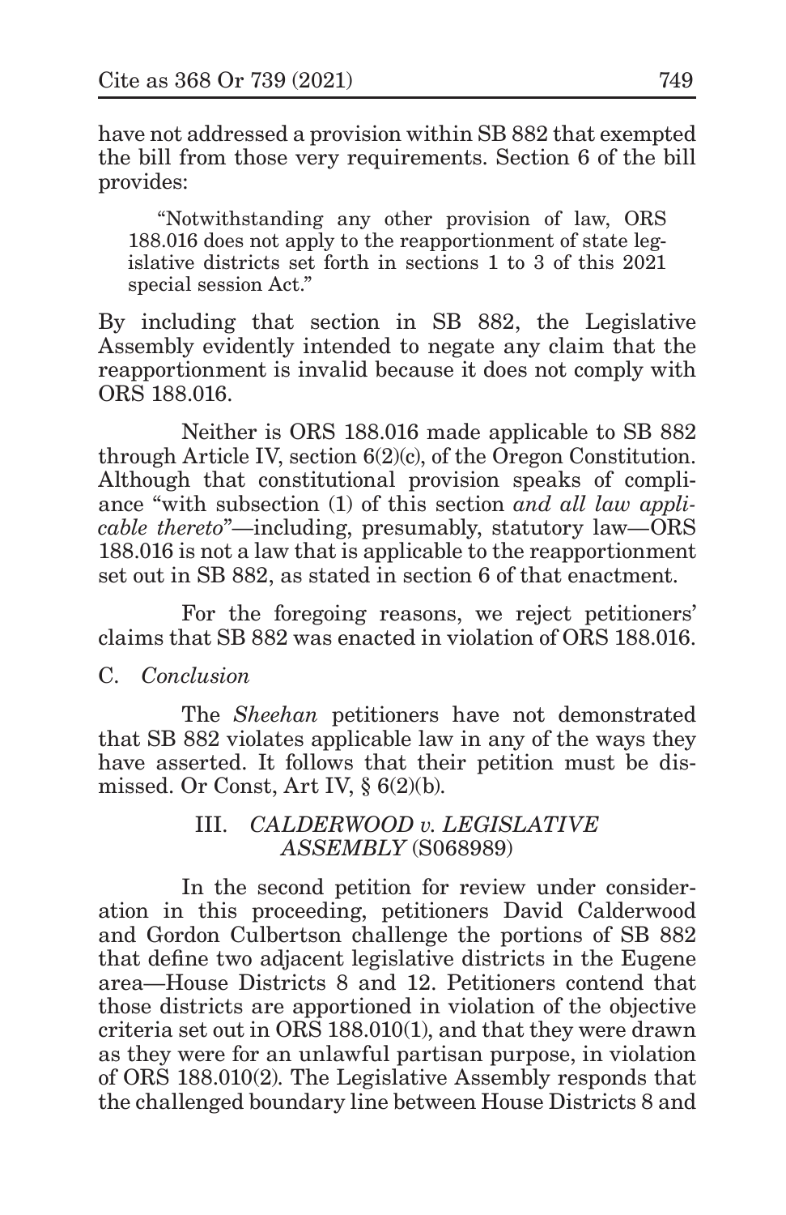have not addressed a provision within SB 882 that exempted the bill from those very requirements. Section 6 of the bill provides:

> "Notwithstanding any other provision of law, ORS 188.016 does not apply to the reapportionment of state legislative districts set forth in sections 1 to 3 of this 2021 special session Act."

By including that section in SB 882, the Legislative Assembly evidently intended to negate any claim that the reapportionment is invalid because it does not comply with ORS 188.016.

Neither is ORS 188.016 made applicable to SB 882 through Article IV, section 6(2)(c), of the Oregon Constitution. Although that constitutional provision speaks of compliance "with subsection (1) of this section *and all law applicable thereto*"—including, presumably, statutory law—ORS 188.016 is not a law that is applicable to the reapportionment set out in SB 882, as stated in section 6 of that enactment.

For the foregoing reasons, we reject petitioners' claims that SB 882 was enacted in violation of ORS 188.016.

C. *Conclusion*

The *Sheehan* petitioners have not demonstrated that SB 882 violates applicable law in any of the ways they have asserted. It follows that their petition must be dismissed. Or Const, Art IV, § 6(2)(b).

### III. *CALDERWOOD v. LEGISLATIVE ASSEMBLY* (S068989)

In the second petition for review under consideration in this proceeding, petitioners David Calderwood and Gordon Culbertson challenge the portions of SB 882 that define two adjacent legislative districts in the Eugene area—House Districts 8 and 12. Petitioners contend that those districts are apportioned in violation of the objective criteria set out in ORS 188.010(1), and that they were drawn as they were for an unlawful partisan purpose, in violation of ORS 188.010(2). The Legislative Assembly responds that the challenged boundary line between House Districts 8 and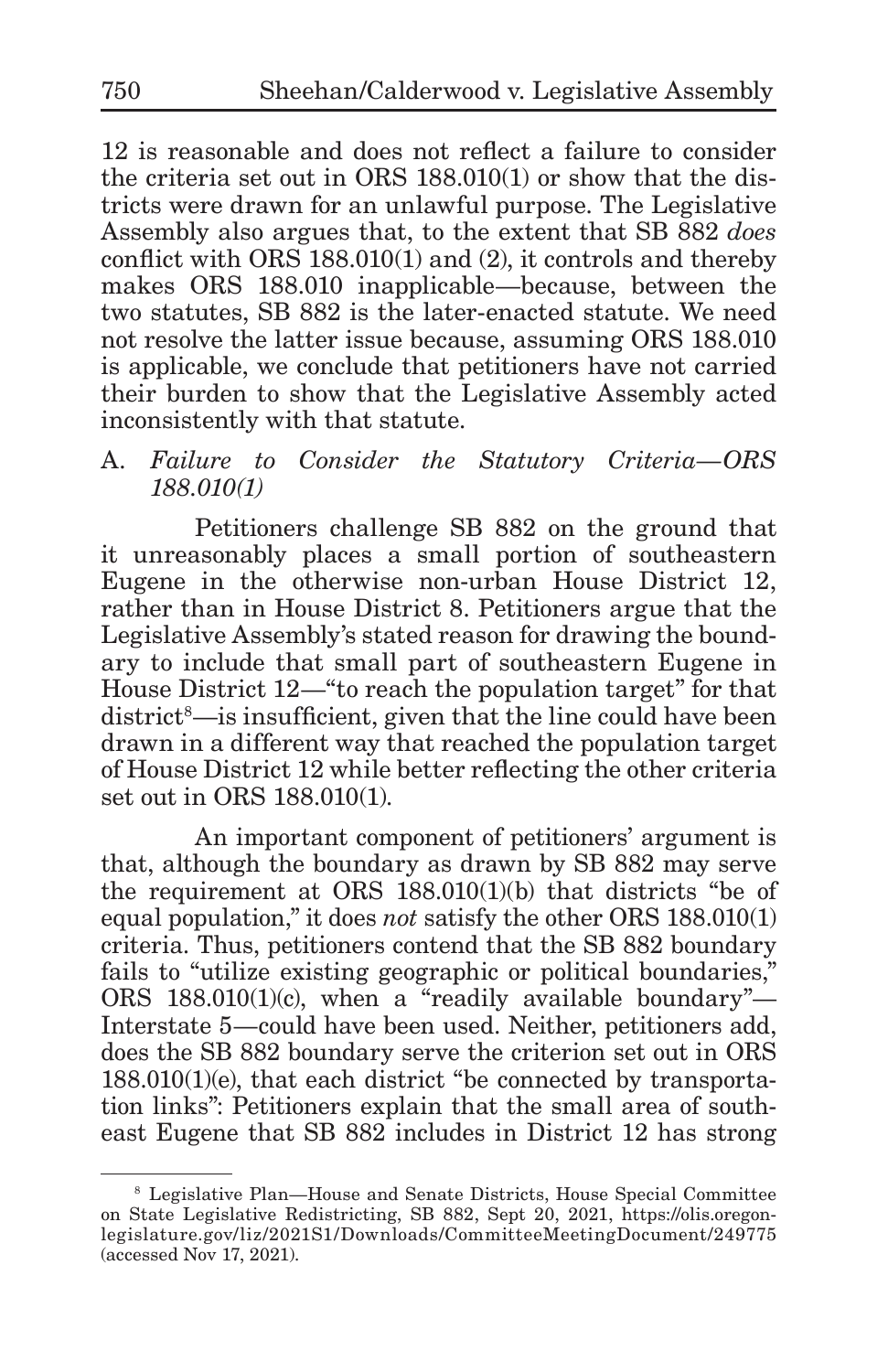12 is reasonable and does not reflect a failure to consider the criteria set out in ORS 188.010(1) or show that the districts were drawn for an unlawful purpose. The Legislative Assembly also argues that, to the extent that SB 882 *does* conflict with ORS 188.010(1) and (2), it controls and thereby makes ORS 188.010 inapplicable—because, between the two statutes, SB 882 is the later-enacted statute. We need not resolve the latter issue because, assuming ORS 188.010 is applicable, we conclude that petitioners have not carried their burden to show that the Legislative Assembly acted inconsistently with that statute.

### A. *Failure to Consider the Statutory Criteria—ORS 188.010(1)*

Petitioners challenge SB 882 on the ground that it unreasonably places a small portion of southeastern Eugene in the otherwise non-urban House District 12, rather than in House District 8. Petitioners argue that the Legislative Assembly's stated reason for drawing the boundary to include that small part of southeastern Eugene in House District 12—"to reach the population target" for that district[8]—is insufficient, given that the line could have been drawn in a different way that reached the population target of House District 12 while better reflecting the other criteria set out in ORS 188.010(1).

An important component of petitioners' argument is that, although the boundary as drawn by SB 882 may serve the requirement at ORS 188.010(1)(b) that districts "be of equal population," it does *not* satisfy the other ORS 188.010(1) criteria. Thus, petitioners contend that the SB 882 boundary fails to "utilize existing geographic or political boundaries," ORS 188.010(1)(c), when a "readily available boundary"—Interstate 5—could have been used. Neither, petitioners add, does the SB 882 boundary serve the criterion set out in ORS 188.010(1)(e), that each district "be connected by transportation links": Petitioners explain that the small area of southeast Eugene that SB 882 includes in District 12 has strong

---

[8] Legislative Plan—House and Senate Districts, House Special Committee on State Legislative Redistricting, SB 882, Sept 20, 2021, https://olis.oregonlegislature.gov/liz/2021S1/Downloads/CommitteeMeetingDocument/249775 (accessed Nov 17, 2021).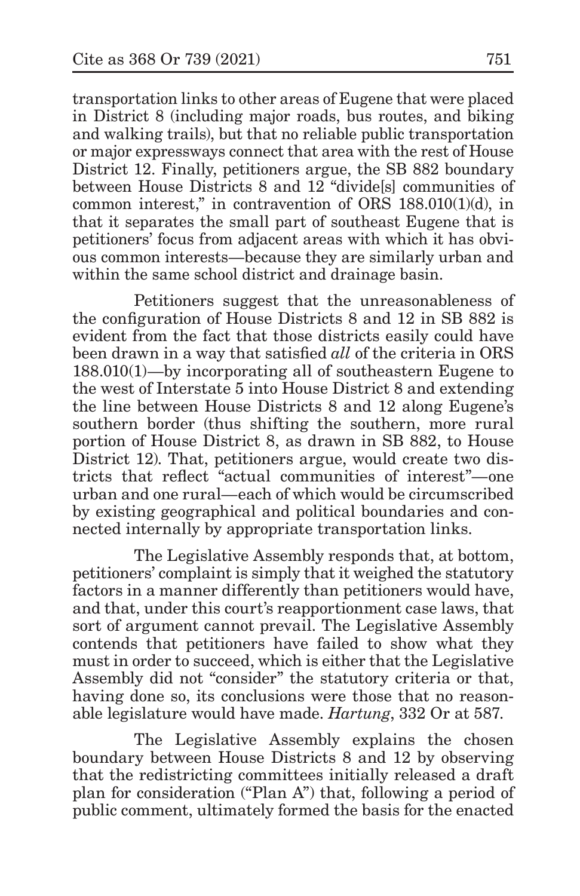transportation links to other areas of Eugene that were placed in District 8 (including major roads, bus routes, and biking and walking trails), but that no reliable public transportation or major expressways connect that area with the rest of House District 12. Finally, petitioners argue, the SB 882 boundary between House Districts 8 and 12 "divide[s] communities of common interest," in contravention of ORS 188.010(1)(d), in that it separates the small part of southeast Eugene that is petitioners' focus from adjacent areas with which it has obvious common interests—because they are similarly urban and within the same school district and drainage basin.

Petitioners suggest that the unreasonableness of the configuration of House Districts 8 and 12 in SB 882 is evident from the fact that those districts easily could have been drawn in a way that satisfied *all* of the criteria in ORS 188.010(1)—by incorporating all of southeastern Eugene to the west of Interstate 5 into House District 8 and extending the line between House Districts 8 and 12 along Eugene's southern border (thus shifting the southern, more rural portion of House District 8, as drawn in SB 882, to House District 12). That, petitioners argue, would create two districts that reflect "actual communities of interest"—one urban and one rural—each of which would be circumscribed by existing geographical and political boundaries and connected internally by appropriate transportation links.

The Legislative Assembly responds that, at bottom, petitioners' complaint is simply that it weighed the statutory factors in a manner differently than petitioners would have, and that, under this court's reapportionment case laws, that sort of argument cannot prevail. The Legislative Assembly contends that petitioners have failed to show what they must in order to succeed, which is either that the Legislative Assembly did not "consider" the statutory criteria or that, having done so, its conclusions were those that no reasonable legislature would have made. *Hartung*, 332 Or at 587.

The Legislative Assembly explains the chosen boundary between House Districts 8 and 12 by observing that the redistricting committees initially released a draft plan for consideration ("Plan A") that, following a period of public comment, ultimately formed the basis for the enacted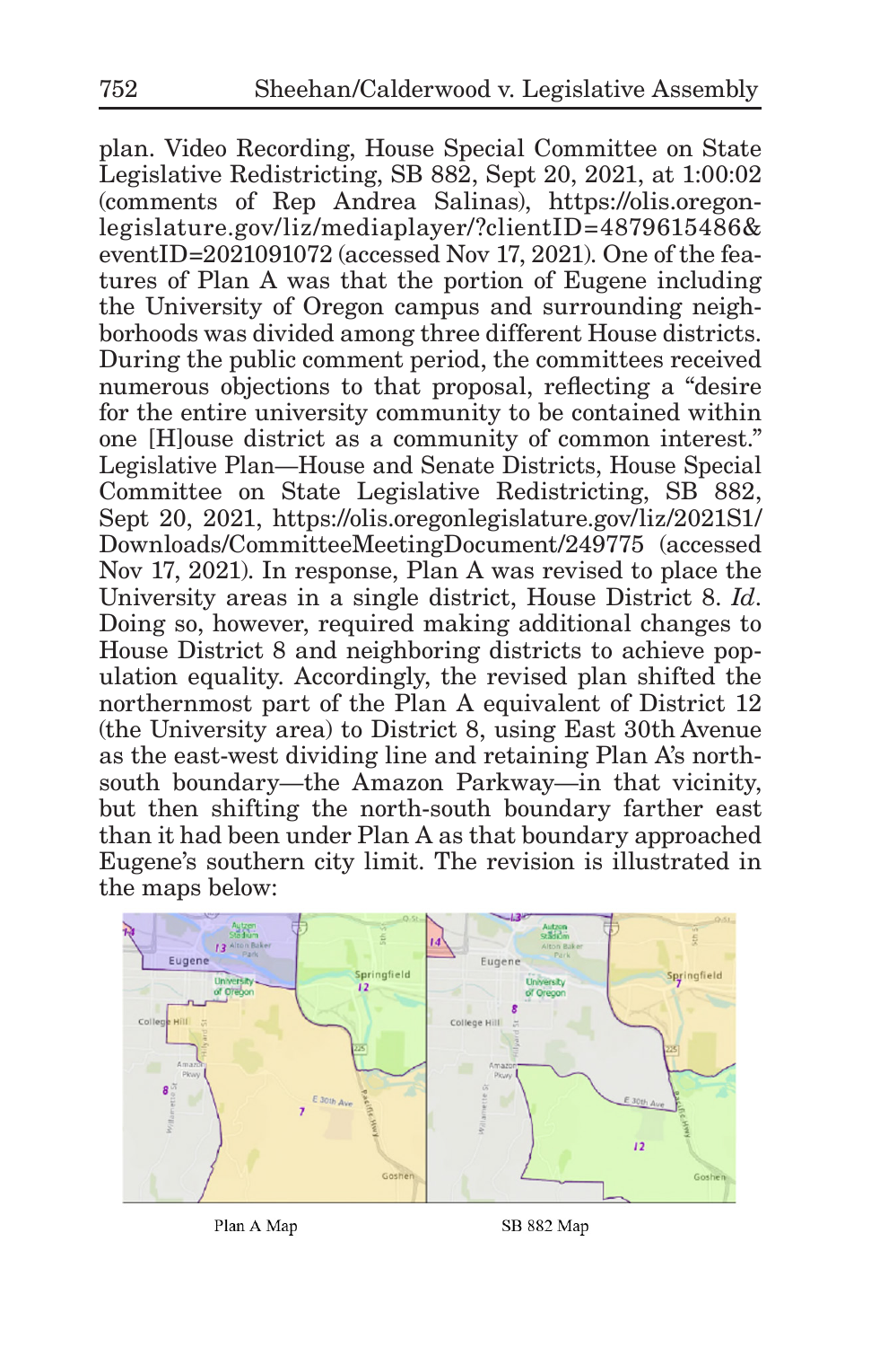plan. Video Recording, House Special Committee on State Legislative Redistricting, SB 882, Sept 20, 2021, at 1:00:02 (comments of Rep Andrea Salinas), https://olis.oregonlegislature.gov/liz/mediaplayer/?clientID=4879615486&eventID=2021091072 (accessed Nov 17, 2021). One of the features of Plan A was that the portion of Eugene including the University of Oregon campus and surrounding neighborhoods was divided among three different House districts. During the public comment period, the committees received numerous objections to that proposal, reflecting a "desire for the entire university community to be contained within one [H]ouse district as a community of common interest." Legislative Plan—House and Senate Districts, House Special Committee on State Legislative Redistricting, SB 882, Sept 20, 2021, https://olis.oregonlegislature.gov/liz/2021S1/Downloads/CommitteeMeetingDocument/249775 (accessed Nov 17, 2021). In response, Plan A was revised to place the University areas in a single district, House District 8. *Id.* Doing so, however, required making additional changes to House District 8 and neighboring districts to achieve population equality. Accordingly, the revised plan shifted the northernmost part of the Plan A equivalent of District 12 (the University area) to District 8, using East 30th Avenue as the east-west dividing line and retaining Plan A's north-south boundary—the Amazon Parkway—in that vicinity, but then shifting the north-south boundary farther east than it had been under Plan A as that boundary approached Eugene's southern city limit. The revision is illustrated in the maps below:

Plan A Map

SB 882 Map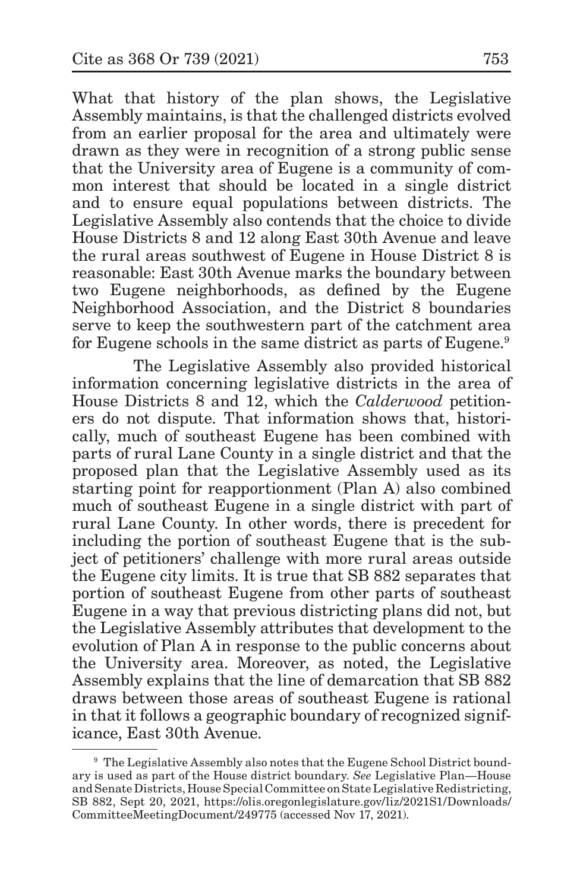What that history of the plan shows, the Legislative Assembly maintains, is that the challenged districts evolved from an earlier proposal for the area and ultimately were drawn as they were in recognition of a strong public sense that the University area of Eugene is a community of common interest that should be located in a single district and to ensure equal populations between districts. The Legislative Assembly also contends that the choice to divide House Districts 8 and 12 along East 30th Avenue and leave the rural areas southwest of Eugene in House District 8 is reasonable: East 30th Avenue marks the boundary between two Eugene neighborhoods, as defined by the Eugene Neighborhood Association, and the District 8 boundaries serve to keep the southwestern part of the catchment area for Eugene schools in the same district as parts of Eugene.[9]

The Legislative Assembly also provided historical information concerning legislative districts in the area of House Districts 8 and 12, which the *Calderwood* petitioners do not dispute. That information shows that, historically, much of southeast Eugene has been combined with parts of rural Lane County in a single district and that the proposed plan that the Legislative Assembly used as its starting point for reapportionment (Plan A) also combined much of southeast Eugene in a single district with part of rural Lane County. In other words, there is precedent for including the portion of southeast Eugene that is the subject of petitioners' challenge with more rural areas outside the Eugene city limits. It is true that SB 882 separates that portion of southeast Eugene from other parts of southeast Eugene in a way that previous districting plans did not, but the Legislative Assembly attributes that development to the evolution of Plan A in response to the public concerns about the University area. Moreover, as noted, the Legislative Assembly explains that the line of demarcation that SB 882 draws between those areas of southeast Eugene is rational in that it follows a geographic boundary of recognized significance, East 30th Avenue.

---

[9] The Legislative Assembly also notes that the Eugene School District boundary is used as part of the House district boundary. *See* Legislative Plan—House and Senate Districts, House Special Committee on State Legislative Redistricting, SB 882, Sept 20, 2021, https://olis.oregonlegislature.gov/liz/2021S1/Downloads/CommitteeMeetingDocument/249775 (accessed Nov 17, 2021).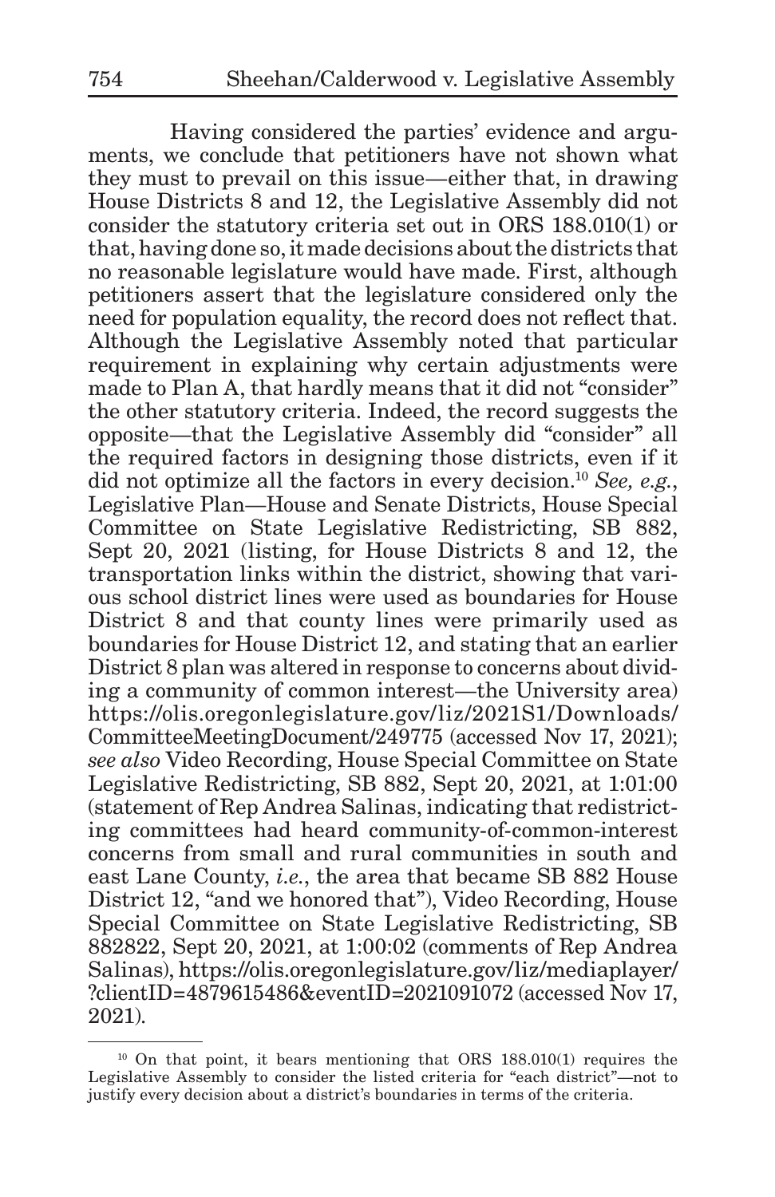Having considered the parties' evidence and arguments, we conclude that petitioners have not shown what they must to prevail on this issue—either that, in drawing House Districts 8 and 12, the Legislative Assembly did not consider the statutory criteria set out in ORS 188.010(1) or that, having done so, it made decisions about the districts that no reasonable legislature would have made. First, although petitioners assert that the legislature considered only the need for population equality, the record does not reflect that. Although the Legislative Assembly noted that particular requirement in explaining why certain adjustments were made to Plan A, that hardly means that it did not "consider" the other statutory criteria. Indeed, the record suggests the opposite—that the Legislative Assembly did "consider" all the required factors in designing those districts, even if it did not optimize all the factors in every decision.[10] *See, e.g.*, Legislative Plan—House and Senate Districts, House Special Committee on State Legislative Redistricting, SB 882, Sept 20, 2021 (listing, for House Districts 8 and 12, the transportation links within the district, showing that various school district lines were used as boundaries for House District 8 and that county lines were primarily used as boundaries for House District 12, and stating that an earlier District 8 plan was altered in response to concerns about dividing a community of common interest—the University area) https://olis.oregonlegislature.gov/liz/2021S1/Downloads/CommitteeMeetingDocument/249775 (accessed Nov 17, 2021); *see also* Video Recording, House Special Committee on State Legislative Redistricting, SB 882, Sept 20, 2021, at 1:01:00 (statement of Rep Andrea Salinas, indicating that redistricting committees had heard community-of-common-interest concerns from small and rural communities in south and east Lane County, *i.e.*, the area that became SB 882 House District 12, "and we honored that"), Video Recording, House Special Committee on State Legislative Redistricting, SB 882822, Sept 20, 2021, at 1:00:02 (comments of Rep Andrea Salinas), https://olis.oregonlegislature.gov/liz/mediaplayer/?clientID=4879615486&eventID=2021091072 (accessed Nov 17, 2021).

---

[10] On that point, it bears mentioning that ORS 188.010(1) requires the Legislative Assembly to consider the listed criteria for "each district"—not to justify every decision about a district's boundaries in terms of the criteria.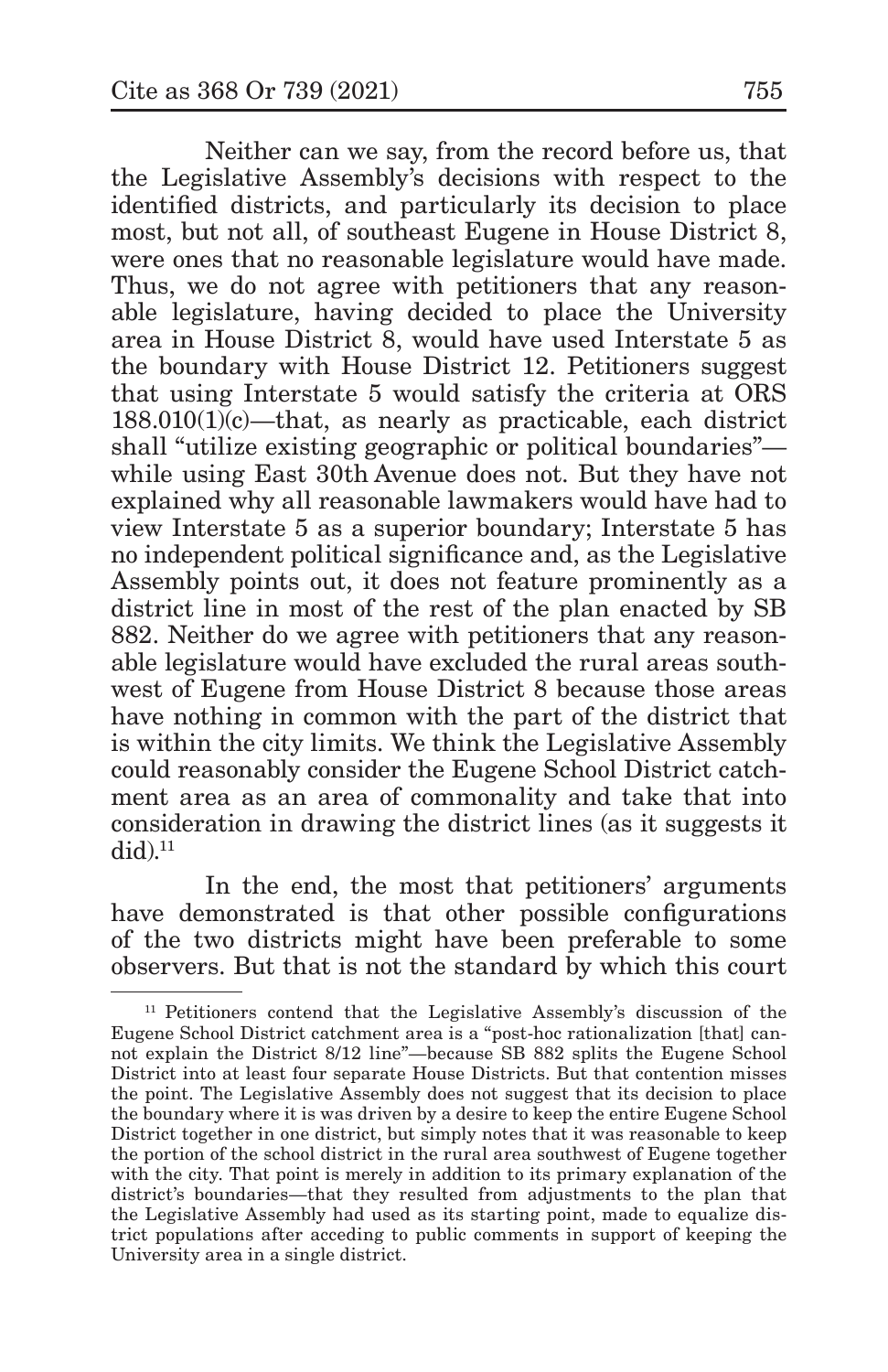Neither can we say, from the record before us, that the Legislative Assembly's decisions with respect to the identified districts, and particularly its decision to place most, but not all, of southeast Eugene in House District 8, were ones that no reasonable legislature would have made. Thus, we do not agree with petitioners that any reasonable legislature, having decided to place the University area in House District 8, would have used Interstate 5 as the boundary with House District 12. Petitioners suggest that using Interstate 5 would satisfy the criteria at ORS 188.010(1)(c)—that, as nearly as practicable, each district shall "utilize existing geographic or political boundaries"—while using East 30th Avenue does not. But they have not explained why all reasonable lawmakers would have had to view Interstate 5 as a superior boundary; Interstate 5 has no independent political significance and, as the Legislative Assembly points out, it does not feature prominently as a district line in most of the rest of the plan enacted by SB 882. Neither do we agree with petitioners that any reasonable legislature would have excluded the rural areas southwest of Eugene from House District 8 because those areas have nothing in common with the part of the district that is within the city limits. We think the Legislative Assembly could reasonably consider the Eugene School District catchment area as an area of commonality and take that into consideration in drawing the district lines (as it suggests it did).[11]

In the end, the most that petitioners' arguments have demonstrated is that other possible configurations of the two districts might have been preferable to some observers. But that is not the standard by which this court

---

[11] Petitioners contend that the Legislative Assembly's discussion of the Eugene School District catchment area is a "post-hoc rationalization [that] cannot explain the District 8/12 line"—because SB 882 splits the Eugene School District into at least four separate House Districts. But that contention misses the point. The Legislative Assembly does not suggest that its decision to place the boundary where it is was driven by a desire to keep the entire Eugene School District together in one district, but simply notes that it was reasonable to keep the portion of the school district in the rural area southwest of Eugene together with the city. That point is merely in addition to its primary explanation of the district's boundaries—that they resulted from adjustments to the plan that the Legislative Assembly had used as its starting point, made to equalize district populations after acceding to public comments in support of keeping the University area in a single district.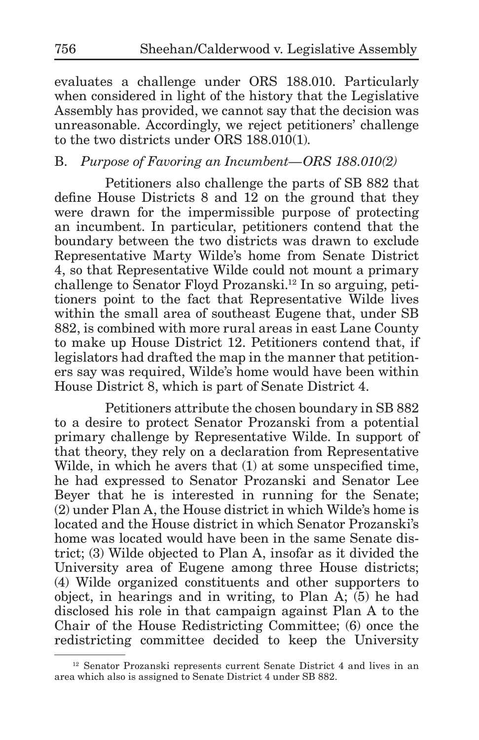evaluates a challenge under ORS 188.010. Particularly when considered in light of the history that the Legislative Assembly has provided, we cannot say that the decision was unreasonable. Accordingly, we reject petitioners' challenge to the two districts under ORS 188.010(1).

### B. *Purpose of Favoring an Incumbent—ORS 188.010(2)*

Petitioners also challenge the parts of SB 882 that define House Districts 8 and 12 on the ground that they were drawn for the impermissible purpose of protecting an incumbent. In particular, petitioners contend that the boundary between the two districts was drawn to exclude Representative Marty Wilde's home from Senate District 4, so that Representative Wilde could not mount a primary challenge to Senator Floyd Prozanski.[12] In so arguing, petitioners point to the fact that Representative Wilde lives within the small area of southeast Eugene that, under SB 882, is combined with more rural areas in east Lane County to make up House District 12. Petitioners contend that, if legislators had drafted the map in the manner that petitioners say was required, Wilde's home would have been within House District 8, which is part of Senate District 4.

Petitioners attribute the chosen boundary in SB 882 to a desire to protect Senator Prozanski from a potential primary challenge by Representative Wilde. In support of that theory, they rely on a declaration from Representative Wilde, in which he avers that (1) at some unspecified time, he had expressed to Senator Prozanski and Senator Lee Beyer that he is interested in running for the Senate; (2) under Plan A, the House district in which Wilde's home is located and the House district in which Senator Prozanski's home was located would have been in the same Senate district; (3) Wilde objected to Plan A, insofar as it divided the University area of Eugene among three House districts; (4) Wilde organized constituents and other supporters to object, in hearings and in writing, to Plan A; (5) he had disclosed his role in that campaign against Plan A to the Chair of the House Redistricting Committee; (6) once the redistricting committee decided to keep the University

[12] Senator Prozanski represents current Senate District 4 and lives in an area which also is assigned to Senate District 4 under SB 882.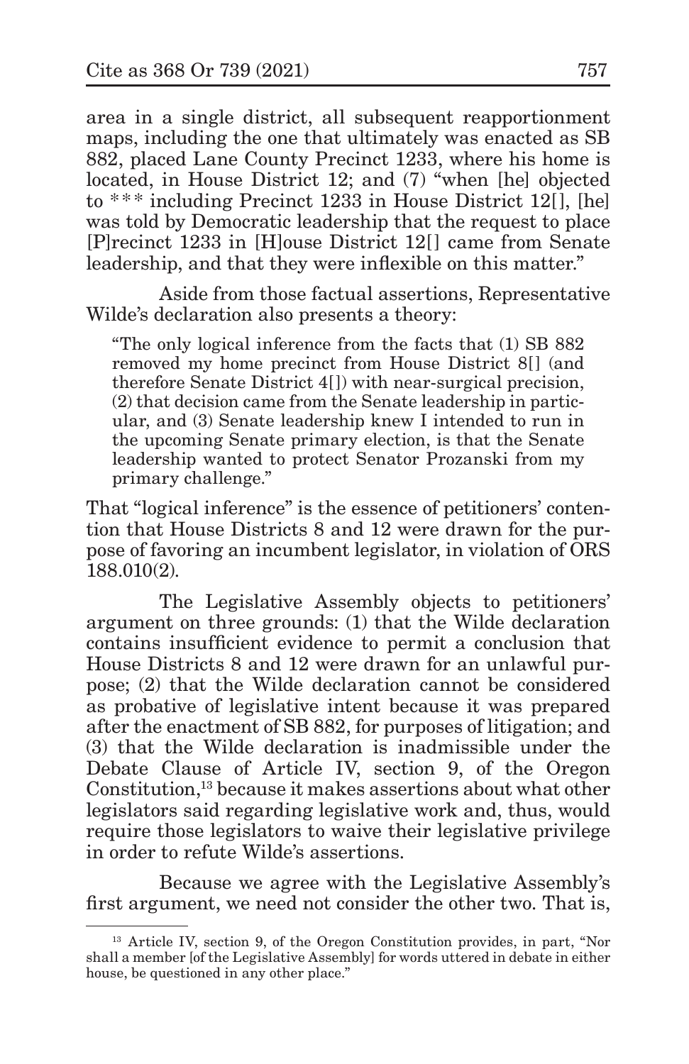area in a single district, all subsequent reapportionment maps, including the one that ultimately was enacted as SB 882, placed Lane County Precinct 1233, where his home is located, in House District 12; and (7) "when [he] objected to *** including Precinct 1233 in House District 12[], [he] was told by Democratic leadership that the request to place [P]recinct 1233 in [H]ouse District 12[] came from Senate leadership, and that they were inflexible on this matter."

Aside from those factual assertions, Representative Wilde's declaration also presents a theory:

> "The only logical inference from the facts that (1) SB 882 removed my home precinct from House District 8[] (and therefore Senate District 4[]) with near-surgical precision, (2) that decision came from the Senate leadership in particular, and (3) Senate leadership knew I intended to run in the upcoming Senate primary election, is that the Senate leadership wanted to protect Senator Prozanski from my primary challenge."

That "logical inference" is the essence of petitioners' contention that House Districts 8 and 12 were drawn for the purpose of favoring an incumbent legislator, in violation of ORS 188.010(2).

The Legislative Assembly objects to petitioners' argument on three grounds: (1) that the Wilde declaration contains insufficient evidence to permit a conclusion that House Districts 8 and 12 were drawn for an unlawful purpose; (2) that the Wilde declaration cannot be considered as probative of legislative intent because it was prepared after the enactment of SB 882, for purposes of litigation; and (3) that the Wilde declaration is inadmissible under the Debate Clause of Article IV, section 9, of the Oregon Constitution,[13] because it makes assertions about what other legislators said regarding legislative work and, thus, would require those legislators to waive their legislative privilege in order to refute Wilde's assertions.

Because we agree with the Legislative Assembly's first argument, we need not consider the other two. That is,

---

[13] Article IV, section 9, of the Oregon Constitution provides, in part, "Nor shall a member [of the Legislative Assembly] for words uttered in debate in either house, be questioned in any other place."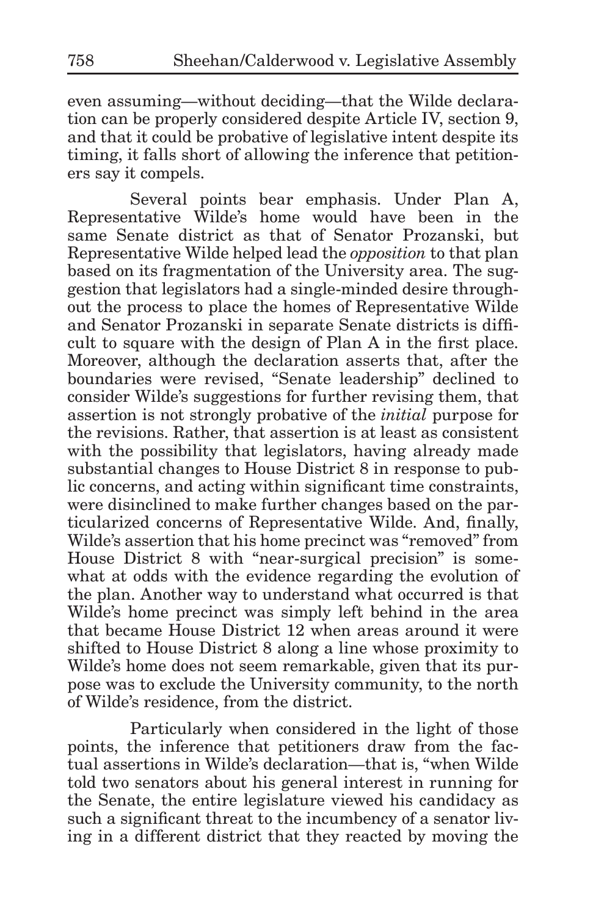even assuming—without deciding—that the Wilde declaration can be properly considered despite Article IV, section 9, and that it could be probative of legislative intent despite its timing, it falls short of allowing the inference that petitioners say it compels.

Several points bear emphasis. Under Plan A, Representative Wilde's home would have been in the same Senate district as that of Senator Prozanski, but Representative Wilde helped lead the *opposition* to that plan based on its fragmentation of the University area. The suggestion that legislators had a single-minded desire throughout the process to place the homes of Representative Wilde and Senator Prozanski in separate Senate districts is difficult to square with the design of Plan A in the first place. Moreover, although the declaration asserts that, after the boundaries were revised, "Senate leadership" declined to consider Wilde's suggestions for further revising them, that assertion is not strongly probative of the *initial* purpose for the revisions. Rather, that assertion is at least as consistent with the possibility that legislators, having already made substantial changes to House District 8 in response to public concerns, and acting within significant time constraints, were disinclined to make further changes based on the particularized concerns of Representative Wilde. And, finally, Wilde's assertion that his home precinct was "removed" from House District 8 with "near-surgical precision" is somewhat at odds with the evidence regarding the evolution of the plan. Another way to understand what occurred is that Wilde's home precinct was simply left behind in the area that became House District 12 when areas around it were shifted to House District 8 along a line whose proximity to Wilde's home does not seem remarkable, given that its purpose was to exclude the University community, to the north of Wilde's residence, from the district.

Particularly when considered in the light of those points, the inference that petitioners draw from the factual assertions in Wilde's declaration—that is, "when Wilde told two senators about his general interest in running for the Senate, the entire legislature viewed his candidacy as such a significant threat to the incumbency of a senator living in a different district that they reacted by moving the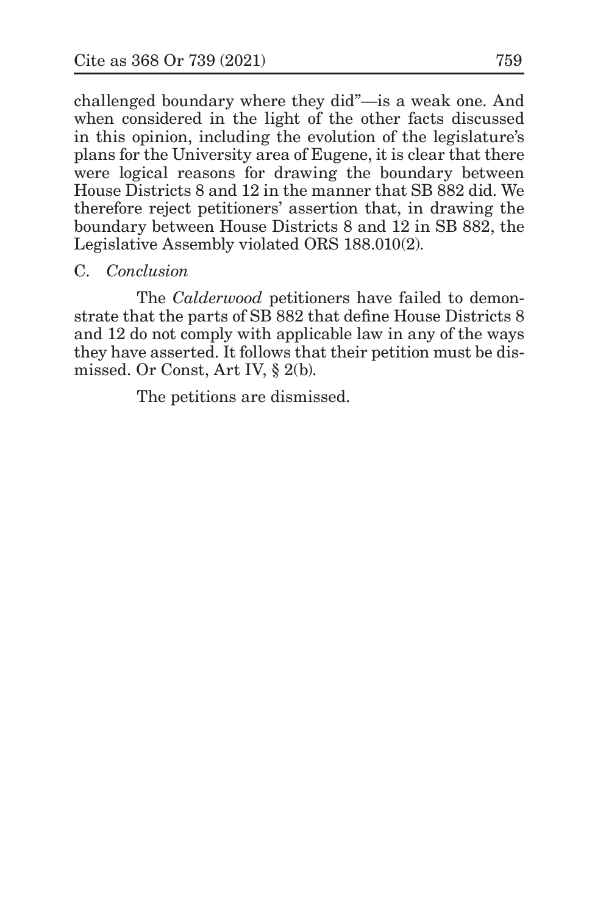challenged boundary where they did"—is a weak one. And when considered in the light of the other facts discussed in this opinion, including the evolution of the legislature's plans for the University area of Eugene, it is clear that there were logical reasons for drawing the boundary between House Districts 8 and 12 in the manner that SB 882 did. We therefore reject petitioners' assertion that, in drawing the boundary between House Districts 8 and 12 in SB 882, the Legislative Assembly violated ORS 188.010(2).

C. *Conclusion*

The *Calderwood* petitioners have failed to demonstrate that the parts of SB 882 that define House Districts 8 and 12 do not comply with applicable law in any of the ways they have asserted. It follows that their petition must be dismissed. Or Const, Art IV, § 2(b).

The petitions are dismissed.